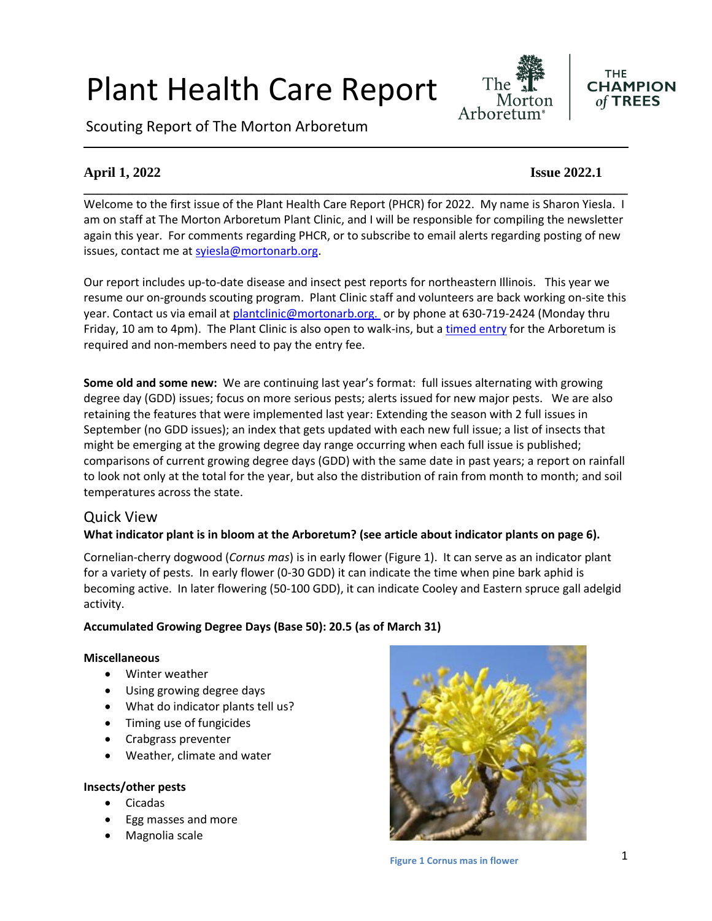# Plant Health Care Report

Scouting Report of The Morton Arboretum

**April 1, 2022** **Issue 2022.1**

Welcome to the first issue of the Plant Health Care Report (PHCR) for 2022. My name is Sharon Yiesla. I am on staff at The Morton Arboretum Plant Clinic, and I will be responsible for compiling the newsletter again this year. For comments regarding PHCR, or to subscribe to email alerts regarding posting of new issues, contact me at syiesla@mortonarb.org.

Our report includes up-to-date disease and insect pest reports for northeastern Illinois. This year we resume our on-grounds scouting program. Plant Clinic staff and volunteers are back working on-site this year. Contact us via email at plantclinic@mortonarb.org. or by phone at 630-719-2424 (Monday thru Friday, 10 am to 4pm). The Plant Clinic is also open to walk-ins, but a timed entry for the Arboretum is required and non-members need to pay the entry fee.

**Some old and some new:** We are continuing last year's format: full issues alternating with growing degree day (GDD) issues; focus on more serious pests; alerts issued for new major pests. We are also retaining the features that were implemented last year: Extending the season with 2 full issues in September (no GDD issues); an index that gets updated with each new full issue; a list of insects that might be emerging at the growing degree day range occurring when each full issue is published; comparisons of current growing degree days (GDD) with the same date in past years; a report on rainfall to look not only at the total for the year, but also the distribution of rain from month to month; and soil temperatures across the state.

## Quick View

**What indicator plant is in bloom at the Arboretum? (see article about indicator plants on page 6).**

Cornelian-cherry dogwood (*Cornus mas*) is in early flower (Figure 1). It can serve as an indicator plant for a variety of pests. In early flower (0-30 GDD) it can indicate the time when pine bark aphid is becoming active. In later flowering (50-100 GDD), it can indicate Cooley and Eastern spruce gall adelgid activity.

**Accumulated Growing Degree Days (Base 50): 20.5 (as of March 31)**

**Miscellaneous**

- Winter weather
- Using growing degree days
- What do indicator plants tell us?
- Timing use of fungicides
- Crabgrass preventer
- Weather, climate and water

**Insects/other pests**

- Cicadas
- Egg masses and more
- Magnolia scale

Figure 1 Cornus mas in flower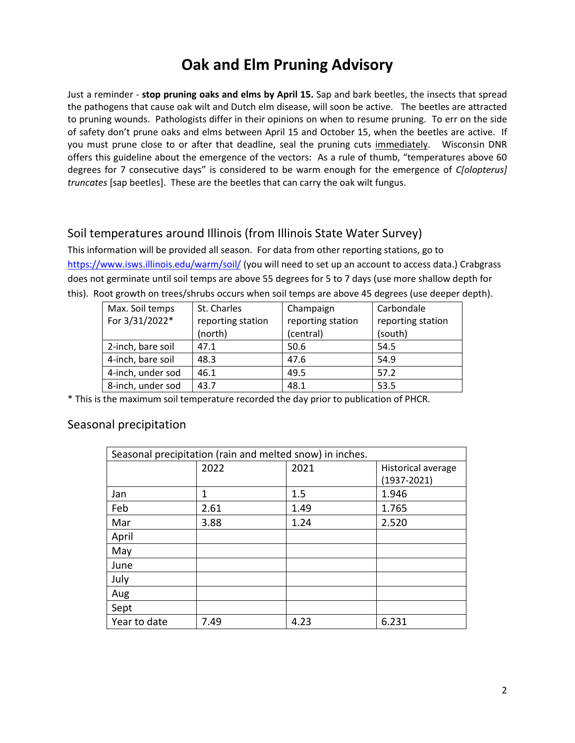# Oak and Elm Pruning Advisory

Just a reminder - **stop pruning oaks and elms by April 15.** Sap and bark beetles, the insects that spread the pathogens that cause oak wilt and Dutch elm disease, will soon be active. The beetles are attracted to pruning wounds. Pathologists differ in their opinions on when to resume pruning. To err on the side of safety don't prune oaks and elms between April 15 and October 15, when the beetles are active. If you must prune close to or after that deadline, seal the pruning cuts immediately. Wisconsin DNR offers this guideline about the emergence of the vectors: As a rule of thumb, "temperatures above 60 degrees for 7 consecutive days" is considered to be warm enough for the emergence of *C[olopterus] truncates* [sap beetles]. These are the beetles that can carry the oak wilt fungus.

## Soil temperatures around Illinois (from Illinois State Water Survey)

This information will be provided all season. For data from other reporting stations, go to https://www.isws.illinois.edu/warm/soil/ (you will need to set up an account to access data.) Crabgrass does not germinate until soil temps are above 55 degrees for 5 to 7 days (use more shallow depth for this). Root growth on trees/shrubs occurs when soil temps are above 45 degrees (use deeper depth).

| Max. Soil temps For 3/31/2022* | St. Charles reporting station (north) | Champaign reporting station (central) | Carbondale reporting station (south) |
|---|---|---|---|
| 2-inch, bare soil | 47.1 | 50.6 | 54.5 |
| 4-inch, bare soil | 48.3 | 47.6 | 54.9 |
| 4-inch, under sod | 46.1 | 49.5 | 57.2 |
| 8-inch, under sod | 43.7 | 48.1 | 53.5 |

* This is the maximum soil temperature recorded the day prior to publication of PHCR.

## Seasonal precipitation

| Seasonal precipitation (rain and melted snow) in inches. | | | |
|---|---|---|---|
| | 2022 | 2021 | Historical average (1937-2021) |
| Jan | 1 | 1.5 | 1.946 |
| Feb | 2.61 | 1.49 | 1.765 |
| Mar | 3.88 | 1.24 | 2.520 |
| April | | | |
| May | | | |
| June | | | |
| July | | | |
| Aug | | | |
| Sept | | | |
| Year to date | 7.49 | 4.23 | 6.231 |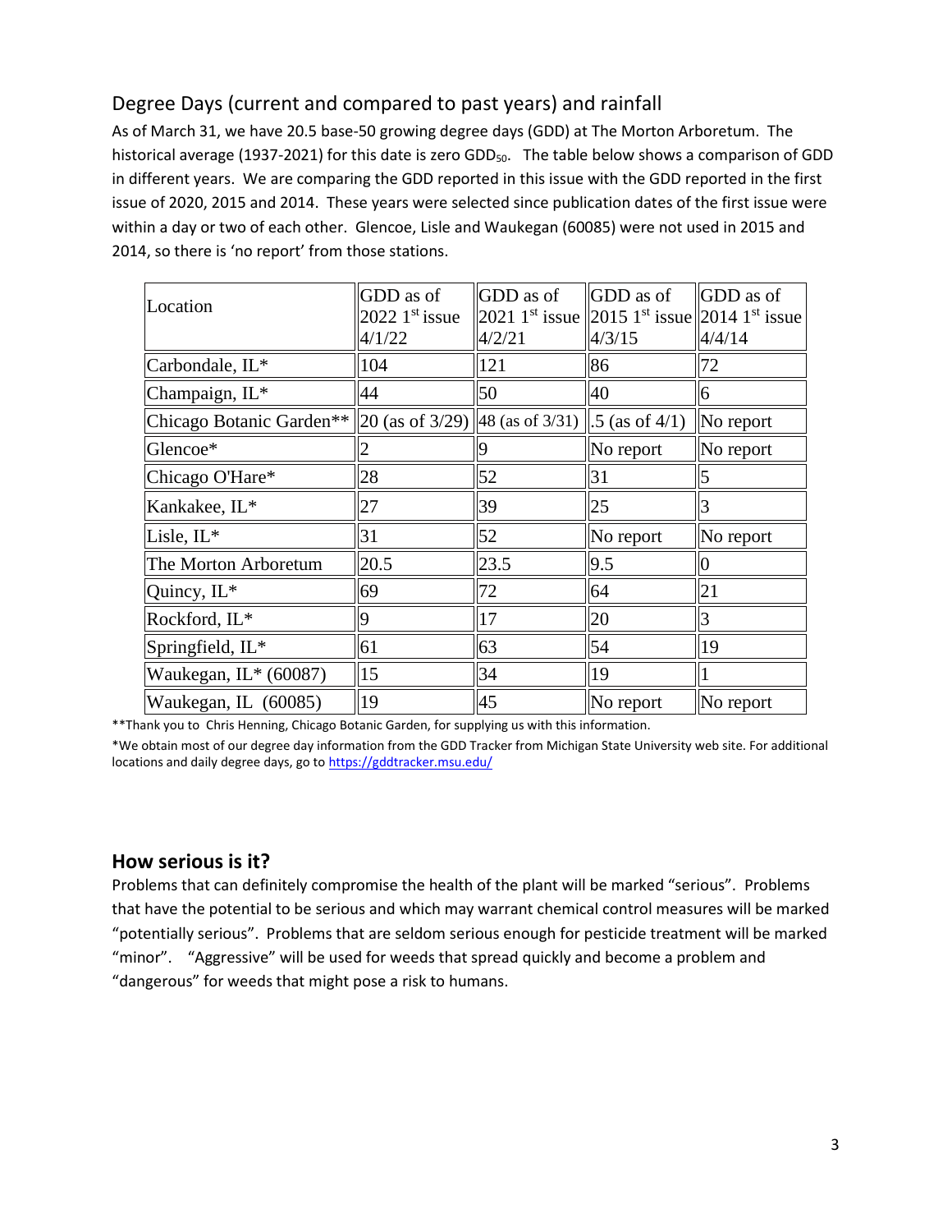## Degree Days (current and compared to past years) and rainfall

As of March 31, we have 20.5 base-50 growing degree days (GDD) at The Morton Arboretum. The historical average (1937-2021) for this date is zero $GDD_{50}$. The table below shows a comparison of GDD in different years. We are comparing the GDD reported in this issue with the GDD reported in the first issue of 2020, 2015 and 2014. These years were selected since publication dates of the first issue were within a day or two of each other. Glencoe, Lisle and Waukegan (60085) were not used in 2015 and 2014, so there is 'no report' from those stations.

| Location | GDD as of 2022 1st issue 4/1/22 | GDD as of 2021 1st issue 4/2/21 | GDD as of 2015 1st issue 4/3/15 | GDD as of 2014 1st issue 4/4/14 |
|---|---|---|---|---|
| Carbondale, IL* | 104 | 121 | 86 | 72 |
| Champaign, IL* | 44 | 50 | 40 | 6 |
| Chicago Botanic Garden** | 20 (as of 3/29) | 48 (as of 3/31) | .5 (as of 4/1) | No report |
| Glencoe* | 2 | 9 | No report | No report |
| Chicago O'Hare* | 28 | 52 | 31 | 5 |
| Kankakee, IL* | 27 | 39 | 25 | 3 |
| Lisle, IL* | 31 | 52 | No report | No report |
| The Morton Arboretum | 20.5 | 23.5 | 9.5 | 0 |
| Quincy, IL* | 69 | 72 | 64 | 21 |
| Rockford, IL* | 9 | 17 | 20 | 3 |
| Springfield, IL* | 61 | 63 | 54 | 19 |
| Waukegan, IL* (60087) | 15 | 34 | 19 | 1 |
| Waukegan, IL (60085) | 19 | 45 | No report | No report |

**Thank you to Chris Henning, Chicago Botanic Garden, for supplying us with this information.

*We obtain most of our degree day information from the GDD Tracker from Michigan State University web site. For additional locations and daily degree days, go to https://gddtracker.msu.edu/

## How serious is it?

Problems that can definitely compromise the health of the plant will be marked "serious". Problems that have the potential to be serious and which may warrant chemical control measures will be marked "potentially serious". Problems that are seldom serious enough for pesticide treatment will be marked "minor". "Aggressive" will be used for weeds that spread quickly and become a problem and "dangerous" for weeds that might pose a risk to humans.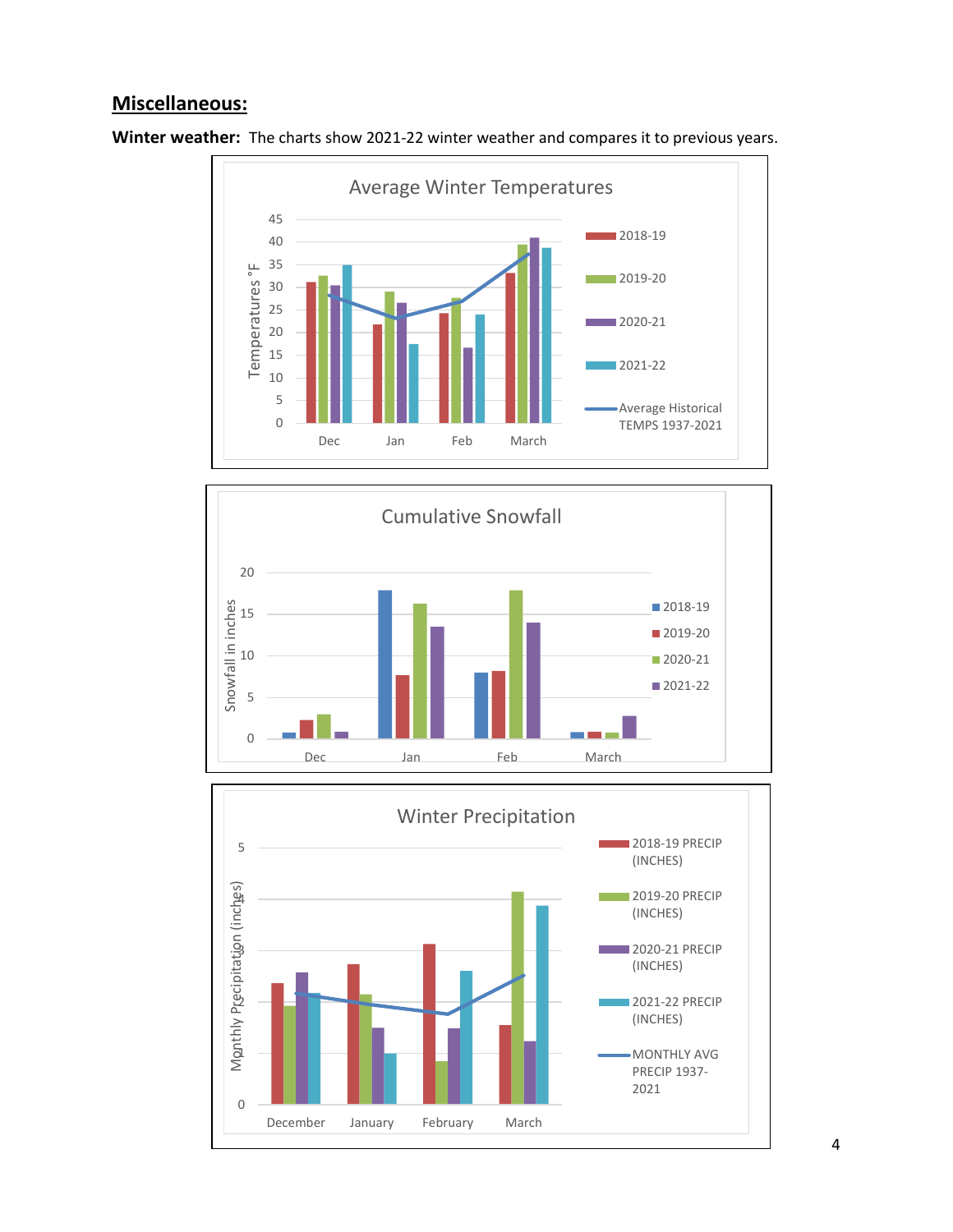## **Miscellaneous:**

**Winter weather:** The charts show 2021-22 winter weather and compares it to previous years.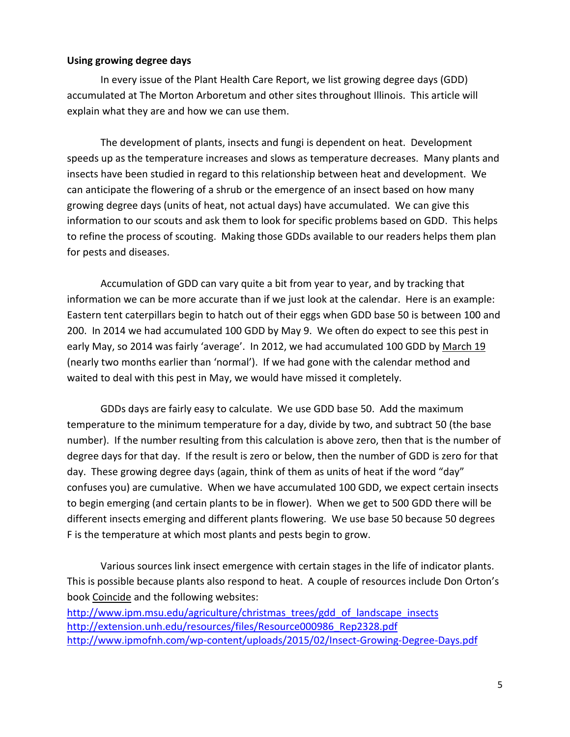**Using growing degree days**

In every issue of the Plant Health Care Report, we list growing degree days (GDD) accumulated at The Morton Arboretum and other sites throughout Illinois. This article will explain what they are and how we can use them.

The development of plants, insects and fungi is dependent on heat. Development speeds up as the temperature increases and slows as temperature decreases. Many plants and insects have been studied in regard to this relationship between heat and development. We can anticipate the flowering of a shrub or the emergence of an insect based on how many growing degree days (units of heat, not actual days) have accumulated. We can give this information to our scouts and ask them to look for specific problems based on GDD. This helps to refine the process of scouting. Making those GDDs available to our readers helps them plan for pests and diseases.

Accumulation of GDD can vary quite a bit from year to year, and by tracking that information we can be more accurate than if we just look at the calendar. Here is an example: Eastern tent caterpillars begin to hatch out of their eggs when GDD base 50 is between 100 and 200. In 2014 we had accumulated 100 GDD by May 9. We often do expect to see this pest in early May, so 2014 was fairly 'average'. In 2012, we had accumulated 100 GDD by March 19 (nearly two months earlier than 'normal'). If we had gone with the calendar method and waited to deal with this pest in May, we would have missed it completely.

GDDs days are fairly easy to calculate. We use GDD base 50. Add the maximum temperature to the minimum temperature for a day, divide by two, and subtract 50 (the base number). If the number resulting from this calculation is above zero, then that is the number of degree days for that day. If the result is zero or below, then the number of GDD is zero for that day. These growing degree days (again, think of them as units of heat if the word "day" confuses you) are cumulative. When we have accumulated 100 GDD, we expect certain insects to begin emerging (and certain plants to be in flower). When we get to 500 GDD there will be different insects emerging and different plants flowering. We use base 50 because 50 degrees F is the temperature at which most plants and pests begin to grow.

Various sources link insect emergence with certain stages in the life of indicator plants. This is possible because plants also respond to heat. A couple of resources include Don Orton's book Coincide and the following websites:

http://www.ipm.msu.edu/agriculture/christmas_trees/gdd_of_landscape_insects
http://extension.unh.edu/resources/files/Resource000986_Rep2328.pdf
http://www.ipmofnh.com/wp-content/uploads/2015/02/Insect-Growing-Degree-Days.pdf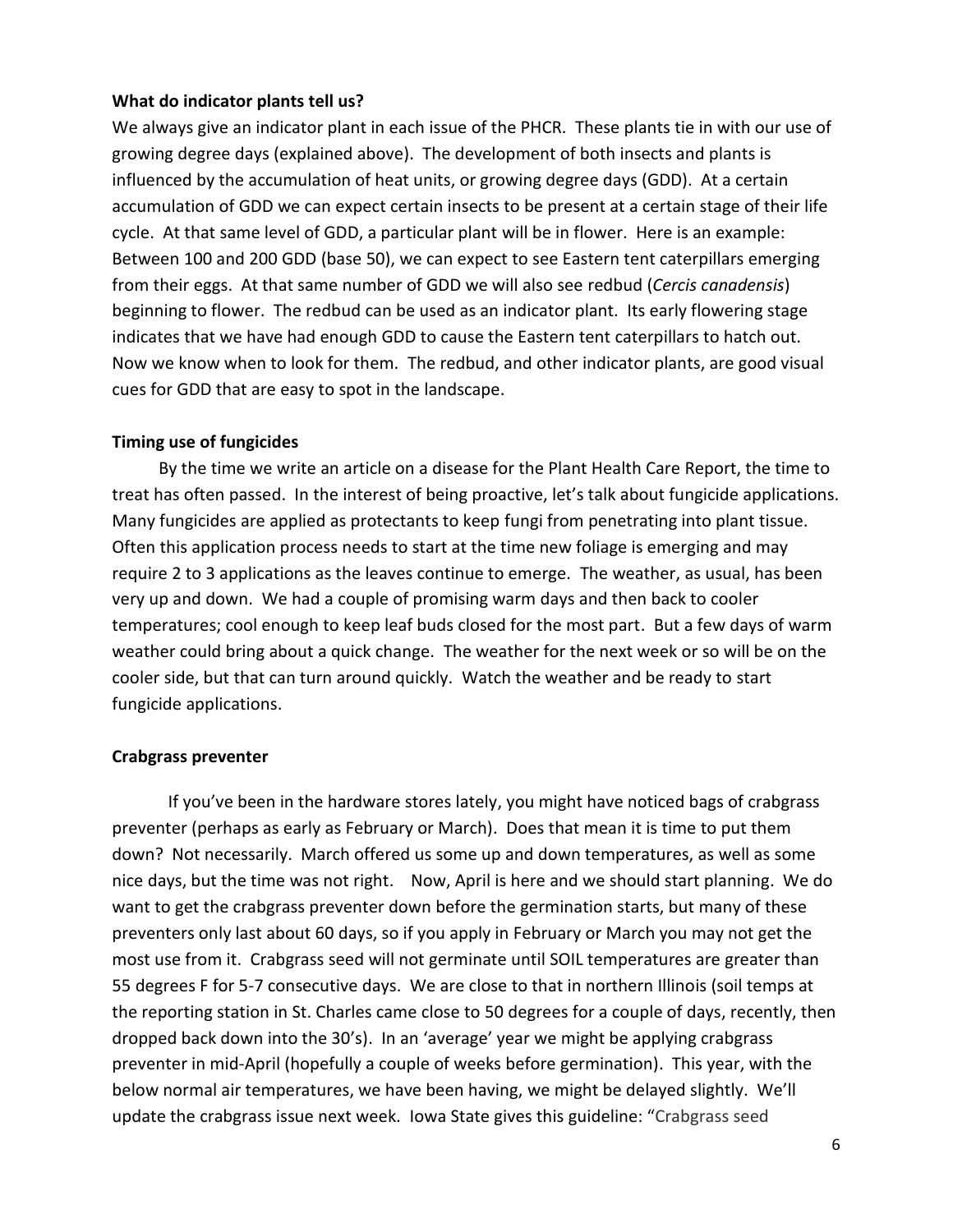**What do indicator plants tell us?**

We always give an indicator plant in each issue of the PHCR. These plants tie in with our use of growing degree days (explained above). The development of both insects and plants is influenced by the accumulation of heat units, or growing degree days (GDD). At a certain accumulation of GDD we can expect certain insects to be present at a certain stage of their life cycle. At that same level of GDD, a particular plant will be in flower. Here is an example: Between 100 and 200 GDD (base 50), we can expect to see Eastern tent caterpillars emerging from their eggs. At that same number of GDD we will also see redbud (*Cercis canadensis*) beginning to flower. The redbud can be used as an indicator plant. Its early flowering stage indicates that we have had enough GDD to cause the Eastern tent caterpillars to hatch out. Now we know when to look for them. The redbud, and other indicator plants, are good visual cues for GDD that are easy to spot in the landscape.

**Timing use of fungicides**

By the time we write an article on a disease for the Plant Health Care Report, the time to treat has often passed. In the interest of being proactive, let's talk about fungicide applications. Many fungicides are applied as protectants to keep fungi from penetrating into plant tissue. Often this application process needs to start at the time new foliage is emerging and may require 2 to 3 applications as the leaves continue to emerge. The weather, as usual, has been very up and down. We had a couple of promising warm days and then back to cooler temperatures; cool enough to keep leaf buds closed for the most part. But a few days of warm weather could bring about a quick change. The weather for the next week or so will be on the cooler side, but that can turn around quickly. Watch the weather and be ready to start fungicide applications.

**Crabgrass preventer**

If you've been in the hardware stores lately, you might have noticed bags of crabgrass preventer (perhaps as early as February or March). Does that mean it is time to put them down? Not necessarily. March offered us some up and down temperatures, as well as some nice days, but the time was not right. Now, April is here and we should start planning. We do want to get the crabgrass preventer down before the germination starts, but many of these preventers only last about 60 days, so if you apply in February or March you may not get the most use from it. Crabgrass seed will not germinate until SOIL temperatures are greater than 55 degrees F for 5-7 consecutive days. We are close to that in northern Illinois (soil temps at the reporting station in St. Charles came close to 50 degrees for a couple of days, recently, then dropped back down into the 30's). In an 'average' year we might be applying crabgrass preventer in mid-April (hopefully a couple of weeks before germination). This year, with the below normal air temperatures, we have been having, we might be delayed slightly. We'll update the crabgrass issue next week. Iowa State gives this guideline: "Crabgrass seed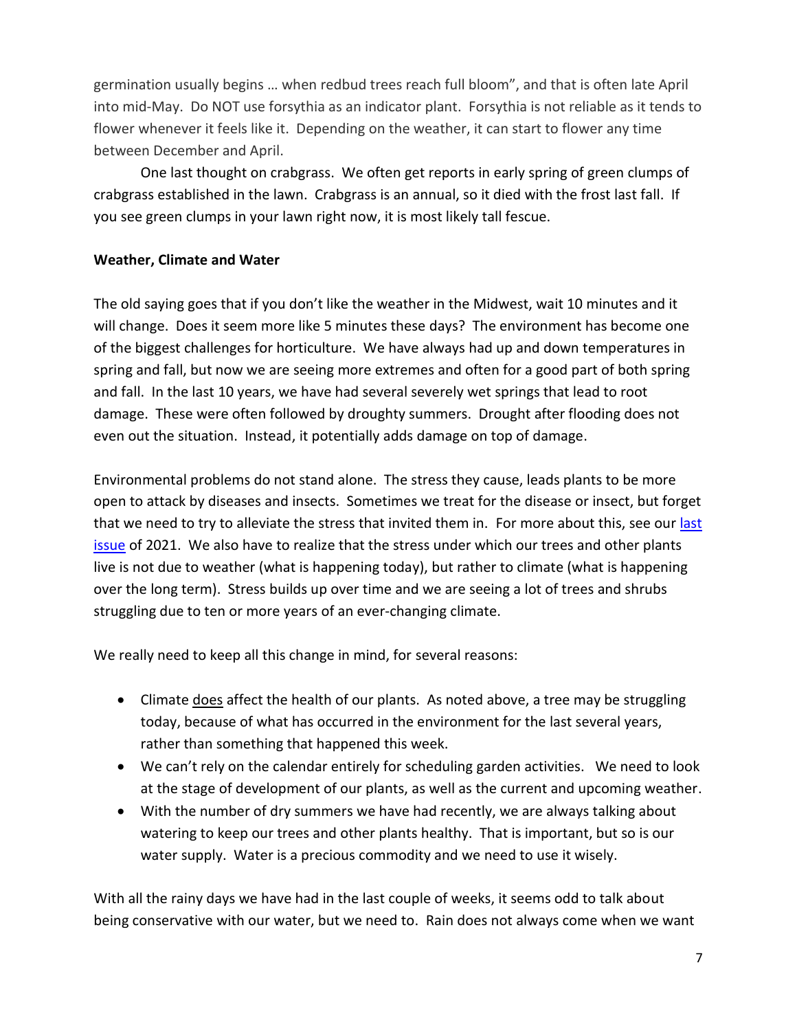germination usually begins … when redbud trees reach full bloom", and that is often late April into mid-May. Do NOT use forsythia as an indicator plant. Forsythia is not reliable as it tends to flower whenever it feels like it. Depending on the weather, it can start to flower any time between December and April.

One last thought on crabgrass. We often get reports in early spring of green clumps of crabgrass established in the lawn. Crabgrass is an annual, so it died with the frost last fall. If you see green clumps in your lawn right now, it is most likely tall fescue.

**Weather, Climate and Water**

The old saying goes that if you don't like the weather in the Midwest, wait 10 minutes and it will change. Does it seem more like 5 minutes these days? The environment has become one of the biggest challenges for horticulture. We have always had up and down temperatures in spring and fall, but now we are seeing more extremes and often for a good part of both spring and fall. In the last 10 years, we have had several severely wet springs that lead to root damage. These were often followed by droughty summers. Drought after flooding does not even out the situation. Instead, it potentially adds damage on top of damage.

Environmental problems do not stand alone. The stress they cause, leads plants to be more open to attack by diseases and insects. Sometimes we treat for the disease or insect, but forget that we need to try to alleviate the stress that invited them in. For more about this, see our last issue of 2021. We also have to realize that the stress under which our trees and other plants live is not due to weather (what is happening today), but rather to climate (what is happening over the long term). Stress builds up over time and we are seeing a lot of trees and shrubs struggling due to ten or more years of an ever-changing climate.

We really need to keep all this change in mind, for several reasons:

- Climate does affect the health of our plants. As noted above, a tree may be struggling today, because of what has occurred in the environment for the last several years, rather than something that happened this week.
- We can't rely on the calendar entirely for scheduling garden activities. We need to look at the stage of development of our plants, as well as the current and upcoming weather.
- With the number of dry summers we have had recently, we are always talking about watering to keep our trees and other plants healthy. That is important, but so is our water supply. Water is a precious commodity and we need to use it wisely.

With all the rainy days we have had in the last couple of weeks, it seems odd to talk about being conservative with our water, but we need to. Rain does not always come when we want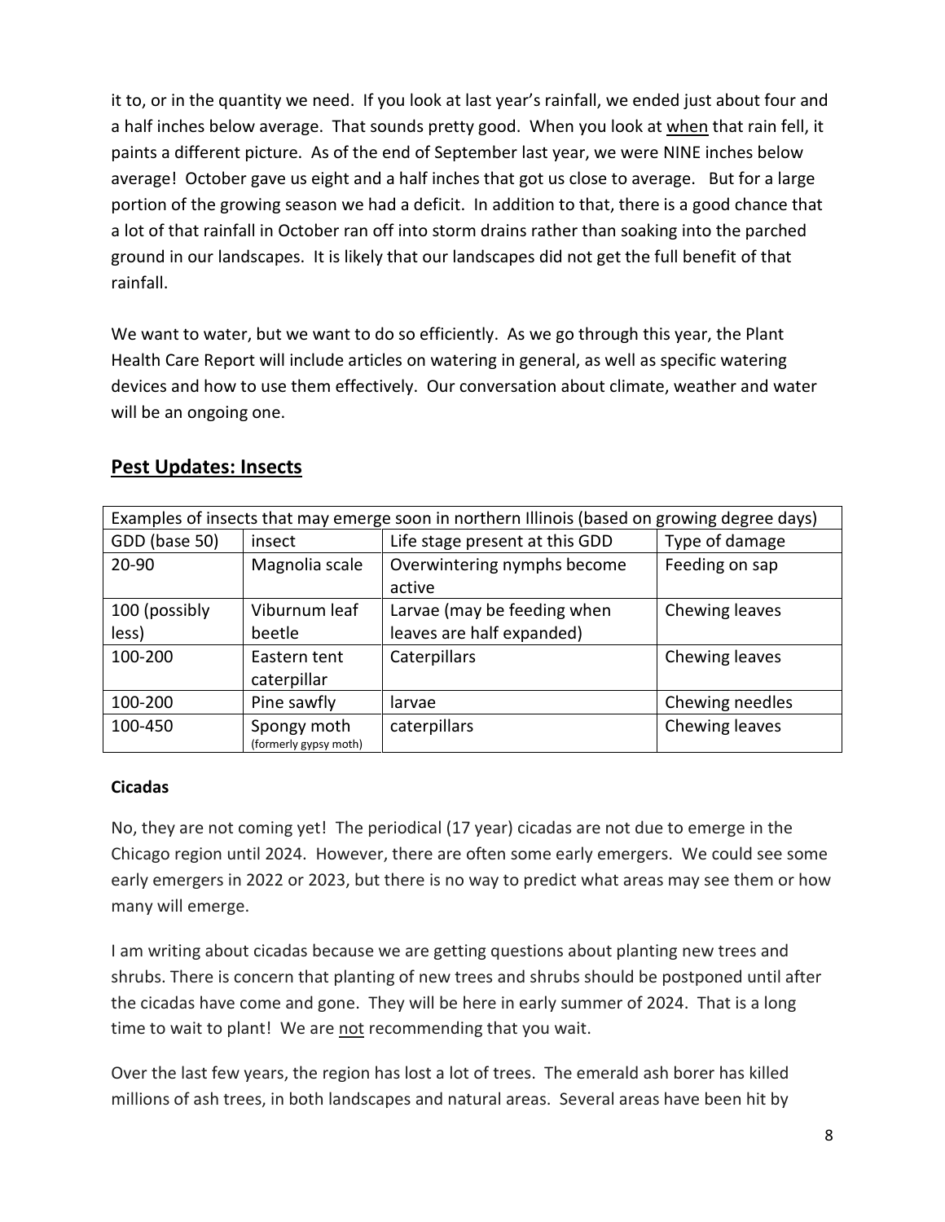it to, or in the quantity we need. If you look at last year's rainfall, we ended just about four and a half inches below average. That sounds pretty good. When you look at <u>when</u> that rain fell, it paints a different picture. As of the end of September last year, we were NINE inches below average! October gave us eight and a half inches that got us close to average. But for a large portion of the growing season we had a deficit. In addition to that, there is a good chance that a lot of that rainfall in October ran off into storm drains rather than soaking into the parched ground in our landscapes. It is likely that our landscapes did not get the full benefit of that rainfall.

We want to water, but we want to do so efficiently. As we go through this year, the Plant Health Care Report will include articles on watering in general, as well as specific watering devices and how to use them effectively. Our conversation about climate, weather and water will be an ongoing one.

## Pest Updates: Insects

| Examples of insects that may emerge soon in northern Illinois (based on growing degree days) | | | |
|---|---|---|---|
| GDD (base 50) | insect | Life stage present at this GDD | Type of damage |
| 20-90 | Magnolia scale | Overwintering nymphs become active | Feeding on sap |
| 100 (possibly less) | Viburnum leaf beetle | Larvae (may be feeding when leaves are half expanded) | Chewing leaves |
| 100-200 | Eastern tent caterpillar | Caterpillars | Chewing leaves |
| 100-200 | Pine sawfly | larvae | Chewing needles |
| 100-450 | Spongy moth (formerly gypsy moth) | caterpillars | Chewing leaves |

**Cicadas**

No, they are not coming yet! The periodical (17 year) cicadas are not due to emerge in the Chicago region until 2024. However, there are often some early emergers. We could see some early emergers in 2022 or 2023, but there is no way to predict what areas may see them or how many will emerge.

I am writing about cicadas because we are getting questions about planting new trees and shrubs. There is concern that planting of new trees and shrubs should be postponed until after the cicadas have come and gone. They will be here in early summer of 2024. That is a long time to wait to plant! We are <u>not</u> recommending that you wait.

Over the last few years, the region has lost a lot of trees. The emerald ash borer has killed millions of ash trees, in both landscapes and natural areas. Several areas have been hit by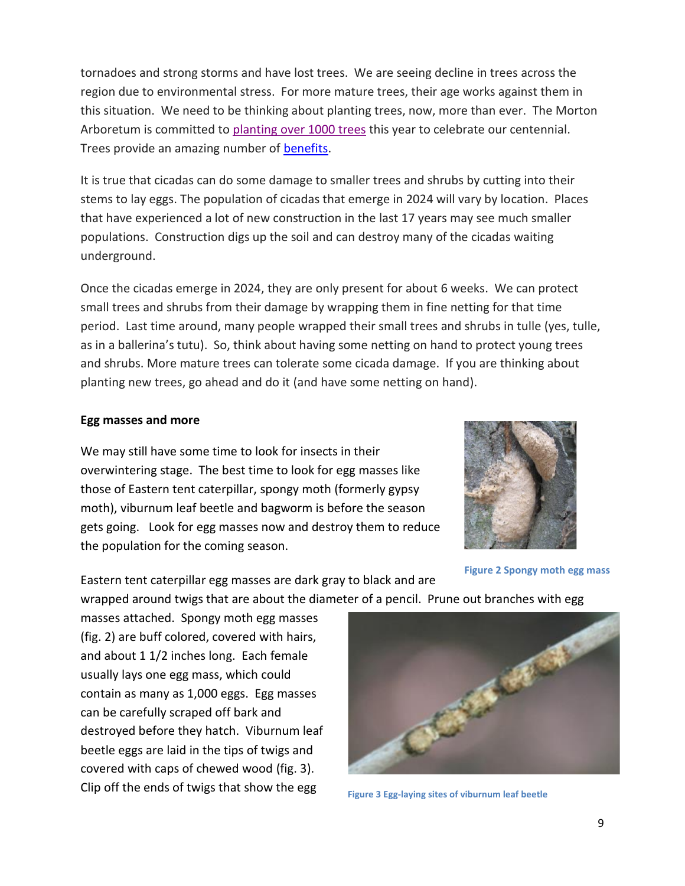tornadoes and strong storms and have lost trees. We are seeing decline in trees across the region due to environmental stress. For more mature trees, their age works against them in this situation. We need to be thinking about planting trees, now, more than ever. The Morton Arboretum is committed to planting over 1000 trees this year to celebrate our centennial. Trees provide an amazing number of benefits.

It is true that cicadas can do some damage to smaller trees and shrubs by cutting into their stems to lay eggs. The population of cicadas that emerge in 2024 will vary by location. Places that have experienced a lot of new construction in the last 17 years may see much smaller populations. Construction digs up the soil and can destroy many of the cicadas waiting underground.

Once the cicadas emerge in 2024, they are only present for about 6 weeks. We can protect small trees and shrubs from their damage by wrapping them in fine netting for that time period. Last time around, many people wrapped their small trees and shrubs in tulle (yes, tulle, as in a ballerina's tutu). So, think about having some netting on hand to protect young trees and shrubs. More mature trees can tolerate some cicada damage. If you are thinking about planting new trees, go ahead and do it (and have some netting on hand).

**Egg masses and more**

We may still have some time to look for insects in their overwintering stage. The best time to look for egg masses like those of Eastern tent caterpillar, spongy moth (formerly gypsy moth), viburnum leaf beetle and bagworm is before the season gets going. Look for egg masses now and destroy them to reduce the population for the coming season.

Figure 2 Spongy moth egg mass

Eastern tent caterpillar egg masses are dark gray to black and are wrapped around twigs that are about the diameter of a pencil. Prune out branches with egg masses attached. Spongy moth egg masses (fig. 2) are buff colored, covered with hairs, and about 1 1/2 inches long. Each female usually lays one egg mass, which could contain as many as 1,000 eggs. Egg masses can be carefully scraped off bark and destroyed before they hatch. Viburnum leaf beetle eggs are laid in the tips of twigs and covered with caps of chewed wood (fig. 3). Clip off the ends of twigs that show the egg

Figure 3 Egg-laying sites of viburnum leaf beetle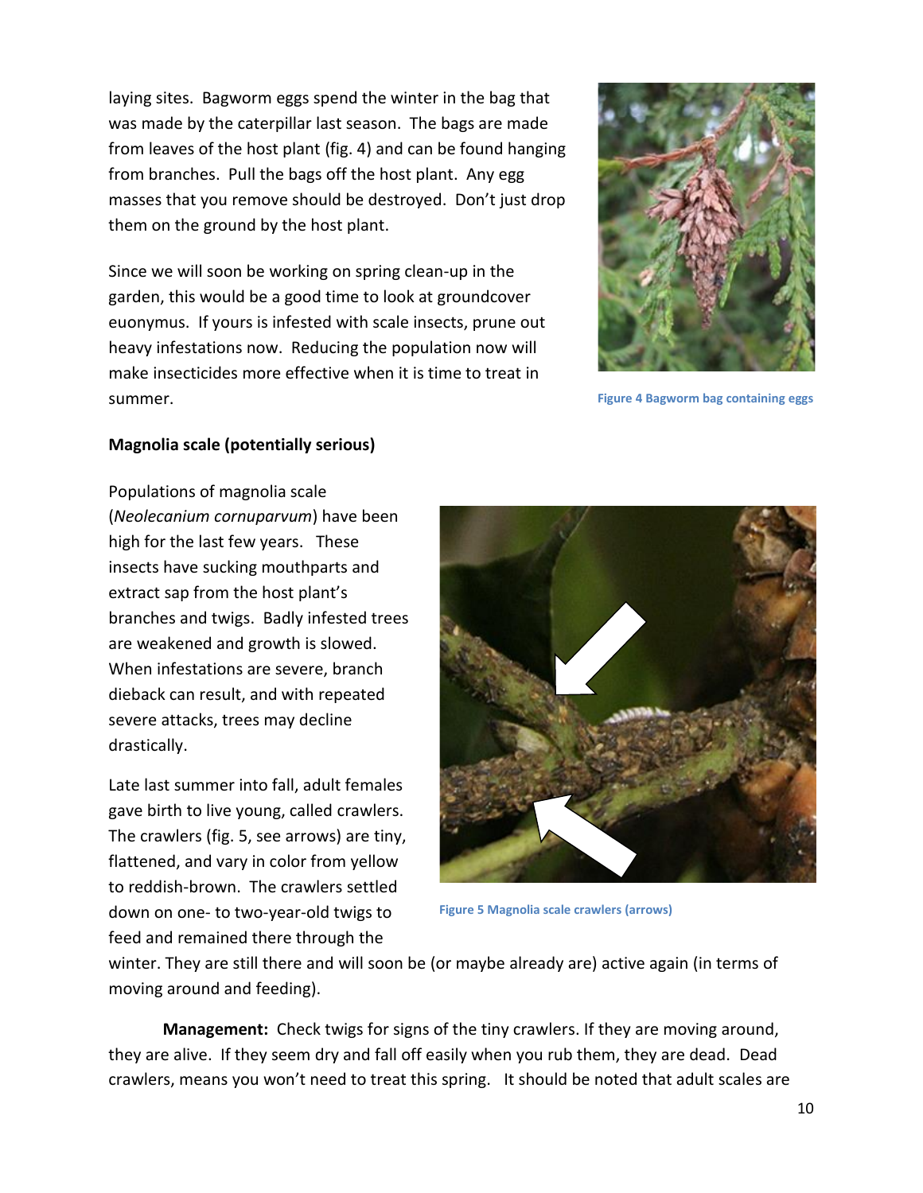laying sites. Bagworm eggs spend the winter in the bag that was made by the caterpillar last season. The bags are made from leaves of the host plant (fig. 4) and can be found hanging from branches. Pull the bags off the host plant. Any egg masses that you remove should be destroyed. Don't just drop them on the ground by the host plant.

Since we will soon be working on spring clean-up in the garden, this would be a good time to look at groundcover euonymus. If yours is infested with scale insects, prune out heavy infestations now. Reducing the population now will make insecticides more effective when it is time to treat in summer.

Figure 4 Bagworm bag containing eggs

**Magnolia scale (potentially serious)**

Populations of magnolia scale (*Neolecanium cornuparvum*) have been high for the last few years. These insects have sucking mouthparts and extract sap from the host plant's branches and twigs. Badly infested trees are weakened and growth is slowed. When infestations are severe, branch dieback can result, and with repeated severe attacks, trees may decline drastically.

Late last summer into fall, adult females gave birth to live young, called crawlers. The crawlers (fig. 5, see arrows) are tiny, flattened, and vary in color from yellow to reddish-brown. The crawlers settled down on one- to two-year-old twigs to feed and remained there through the winter. They are still there and will soon be (or maybe already are) active again (in terms of moving around and feeding).

Figure 5 Magnolia scale crawlers (arrows)

**Management:** Check twigs for signs of the tiny crawlers. If they are moving around, they are alive. If they seem dry and fall off easily when you rub them, they are dead. Dead crawlers, means you won't need to treat this spring. It should be noted that adult scales are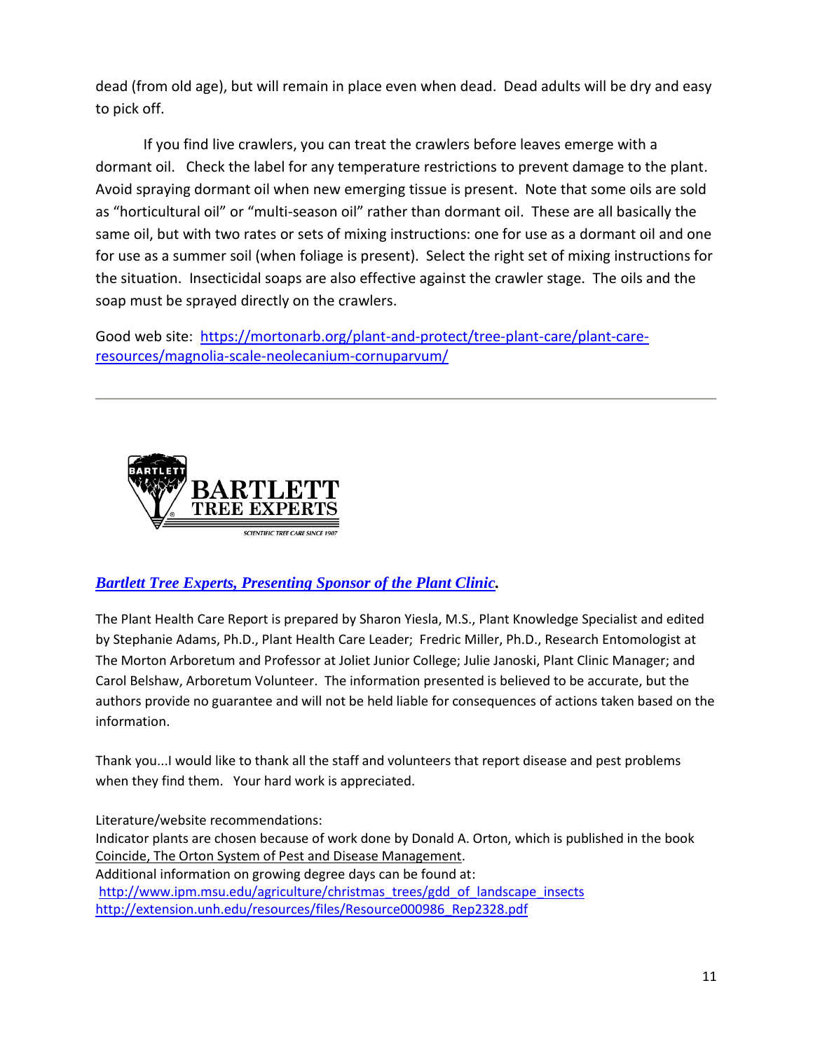dead (from old age), but will remain in place even when dead. Dead adults will be dry and easy to pick off.

If you find live crawlers, you can treat the crawlers before leaves emerge with a dormant oil. Check the label for any temperature restrictions to prevent damage to the plant. Avoid spraying dormant oil when new emerging tissue is present. Note that some oils are sold as "horticultural oil" or "multi-season oil" rather than dormant oil. These are all basically the same oil, but with two rates or sets of mixing instructions: one for use as a dormant oil and one for use as a summer soil (when foliage is present). Select the right set of mixing instructions for the situation. Insecticidal soaps are also effective against the crawler stage. The oils and the soap must be sprayed directly on the crawlers.

Good web site: https://mortonarb.org/plant-and-protect/tree-plant-care/plant-care-resources/magnolia-scale-neolecanium-cornuparvum/

---

BARTLETT TREE EXPERTS
SCIENTIFIC TREE CARE SINCE 1907

***Bartlett Tree Experts, Presenting Sponsor of the Plant Clinic.***

The Plant Health Care Report is prepared by Sharon Yiesla, M.S., Plant Knowledge Specialist and edited by Stephanie Adams, Ph.D., Plant Health Care Leader; Fredric Miller, Ph.D., Research Entomologist at The Morton Arboretum and Professor at Joliet Junior College; Julie Janoski, Plant Clinic Manager; and Carol Belshaw, Arboretum Volunteer. The information presented is believed to be accurate, but the authors provide no guarantee and will not be held liable for consequences of actions taken based on the information.

Thank you...I would like to thank all the staff and volunteers that report disease and pest problems when they find them. Your hard work is appreciated.

Literature/website recommendations:
Indicator plants are chosen because of work done by Donald A. Orton, which is published in the book Coincide, The Orton System of Pest and Disease Management.
Additional information on growing degree days can be found at:
http://www.ipm.msu.edu/agriculture/christmas_trees/gdd_of_landscape_insects
http://extension.unh.edu/resources/files/Resource000986_Rep2328.pdf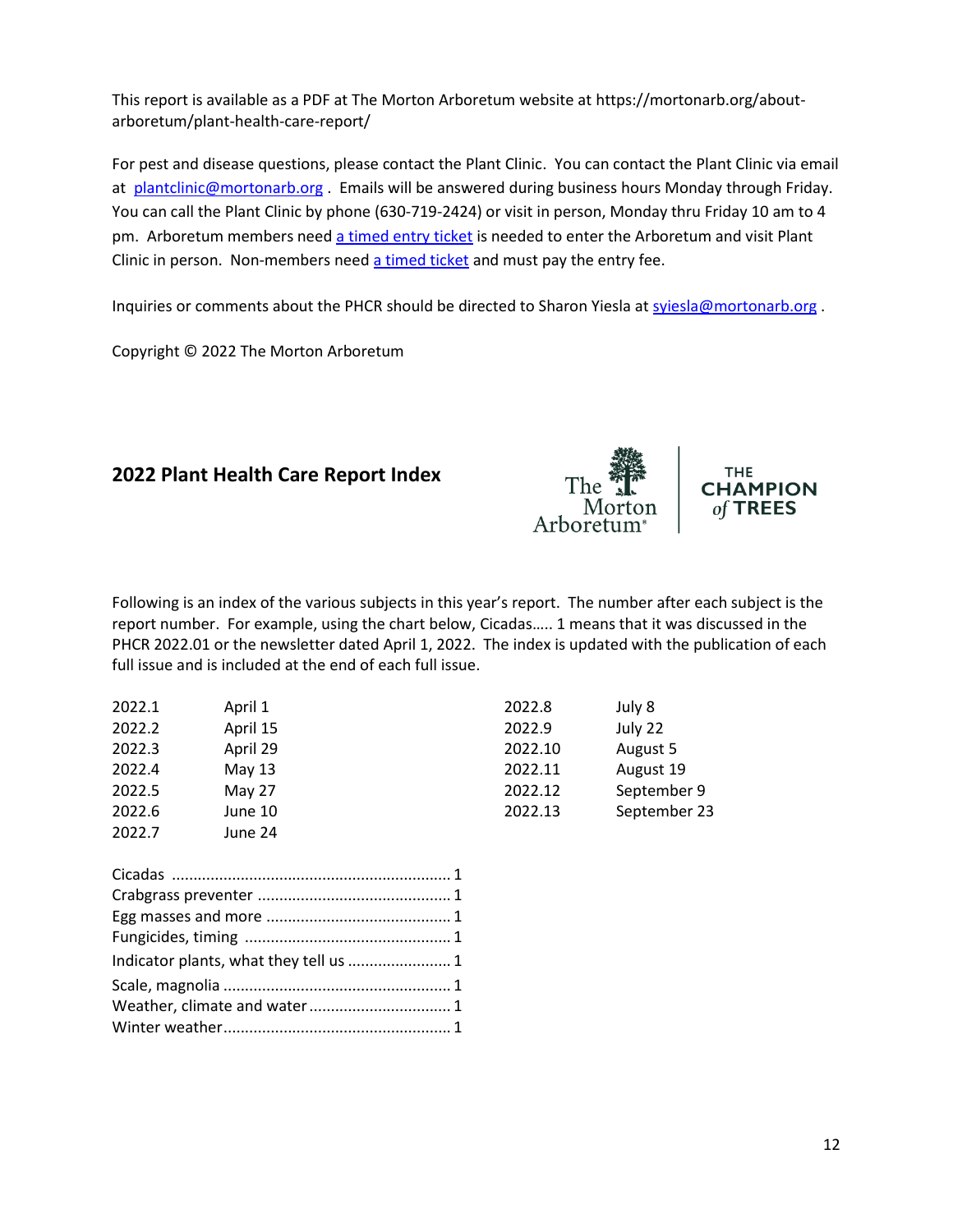This report is available as a PDF at The Morton Arboretum website at https://mortonarb.org/about-arboretum/plant-health-care-report/

For pest and disease questions, please contact the Plant Clinic. You can contact the Plant Clinic via email at plantclinic@mortonarb.org . Emails will be answered during business hours Monday through Friday. You can call the Plant Clinic by phone (630-719-2424) or visit in person, Monday thru Friday 10 am to 4 pm. Arboretum members need a timed entry ticket is needed to enter the Arboretum and visit Plant Clinic in person. Non-members need a timed ticket and must pay the entry fee.

Inquiries or comments about the PHCR should be directed to Sharon Yiesla at syiesla@mortonarb.org .

Copyright © 2022 The Morton Arboretum

## 2022 Plant Health Care Report Index

The Morton Arboretum | THE CHAMPION of TREES

Following is an index of the various subjects in this year's report. The number after each subject is the report number. For example, using the chart below, Cicadas….. 1 means that it was discussed in the PHCR 2022.01 or the newsletter dated April 1, 2022. The index is updated with the publication of each full issue and is included at the end of each full issue.

| | | | |
|---|---|---|---|
| 2022.1 | April 1 | 2022.8 | July 8 |
| 2022.2 | April 15 | 2022.9 | July 22 |
| 2022.3 | April 29 | 2022.10 | August 5 |
| 2022.4 | May 13 | 2022.11 | August 19 |
| 2022.5 | May 27 | 2022.12 | September 9 |
| 2022.6 | June 10 | 2022.13 | September 23 |
| 2022.7 | June 24 | | |

Cicadas ................................................................ 1
Crabgrass preventer ............................................. 1
Egg masses and more ........................................... 1
Fungicides, timing ................................................ 1
Indicator plants, what they tell us ........................ 1
Scale, magnolia ..................................................... 1
Weather, climate and water ................................. 1
Winter weather..................................................... 1